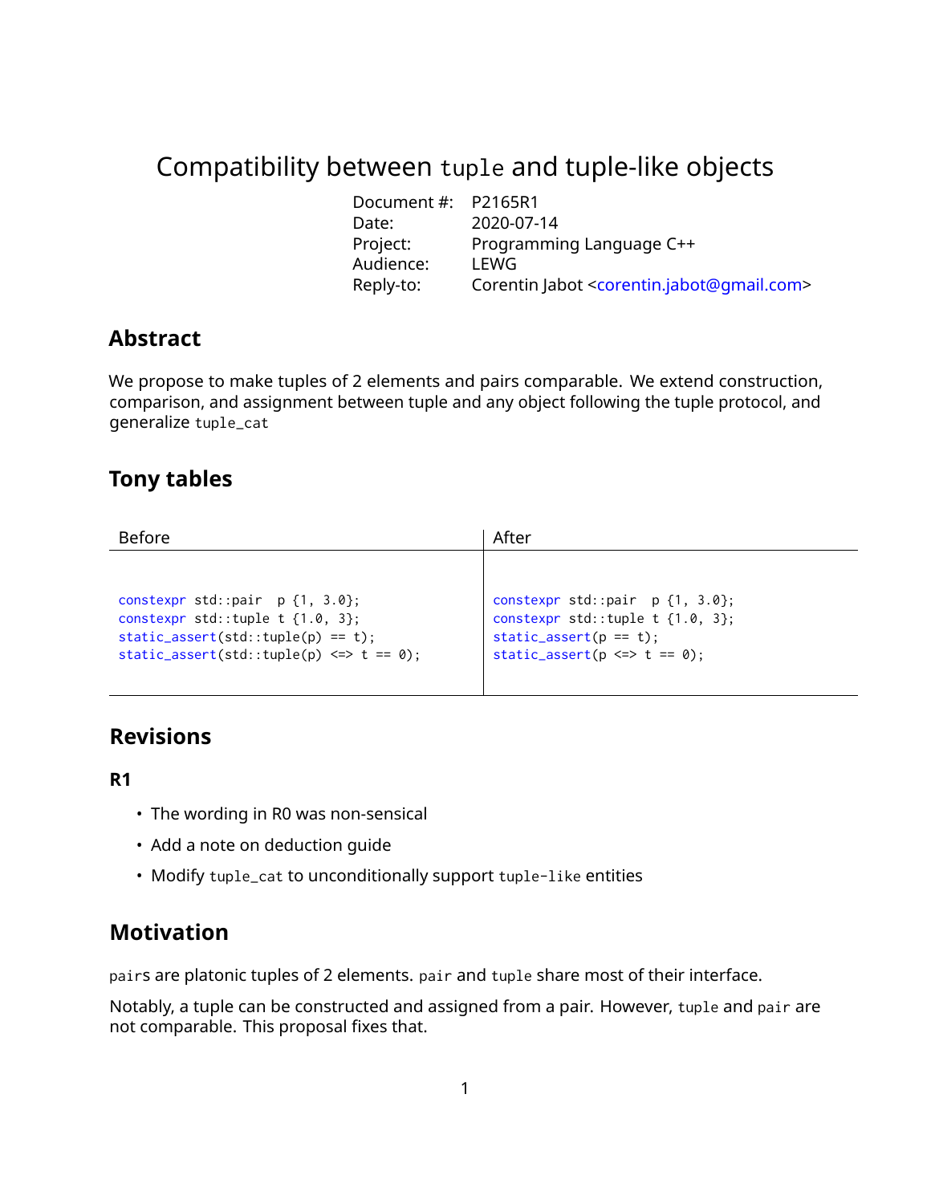# Compatibility between `tuple` and tuple-like objects

| | |
|---|---|
| Document #: | P2165R1 |
| Date: | 2020-07-14 |
| Project: | Programming Language C++ |
| Audience: | LEWG |
| Reply-to: | Corentin Jabot <corentin.jabot@gmail.com> |

## Abstract

We propose to make tuples of 2 elements and pairs comparable. We extend construction, comparison, and assignment between tuple and any object following the tuple protocol, and generalize `tuple_cat`

## Tony tables

| Before | After |
|---|---|
| `constexpr std::pair  p {1, 3.0};`<br>`constexpr std::tuple t {1.0, 3};`<br>`static_assert(std::tuple(p) == t);`<br>`static_assert(std::tuple(p) <=> t == 0);` | `constexpr std::pair  p {1, 3.0};`<br>`constexpr std::tuple t {1.0, 3};`<br>`static_assert(p == t);`<br>`static_assert(p <=> t == 0);` |

## Revisions

### R1

- The wording in R0 was non-sensical
- Add a note on deduction guide
- Modify `tuple_cat` to unconditionally support `tuple-like` entities

## Motivation

`pair`s are platonic tuples of 2 elements. `pair` and `tuple` share most of their interface.

Notably, a tuple can be constructed and assigned from a pair. However, `tuple` and `pair` are not comparable. This proposal fixes that.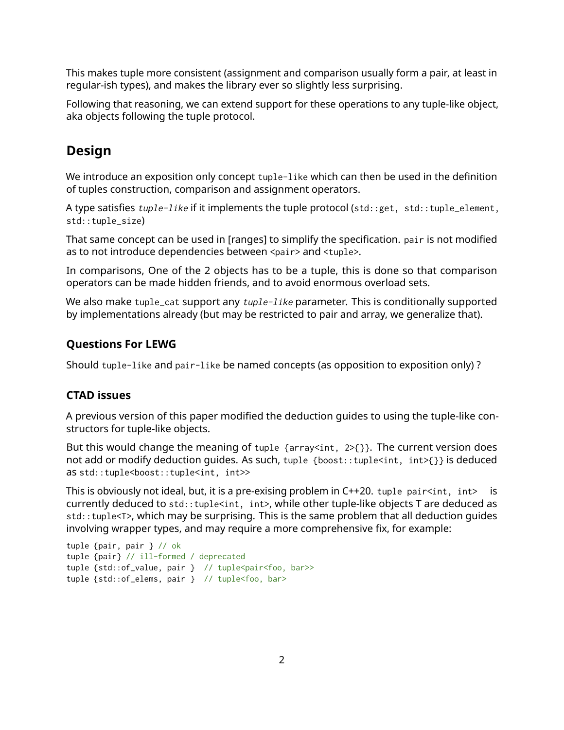This makes tuple more consistent (assignment and comparison usually form a pair, at least in regular-ish types), and makes the library ever so slightly less surprising.

Following that reasoning, we can extend support for these operations to any tuple-like object, aka objects following the tuple protocol.

# Design

We introduce an exposition only concept `tuple-like` which can then be used in the definition of tuples construction, comparison and assignment operators.

A type satisfies *`tuple-like`* if it implements the tuple protocol (`std::get`, `std::tuple_element`, `std::tuple_size`)

That same concept can be used in [ranges] to simplify the specification. `pair` is not modified as to not introduce dependencies between `<pair>` and `<tuple>`.

In comparisons, One of the 2 objects has to be a tuple, this is done so that comparison operators can be made hidden friends, and to avoid enormous overload sets.

We also make `tuple_cat` support any *`tuple-like`* parameter. This is conditionally supported by implementations already (but may be restricted to pair and array, we generalize that).

## Questions For LEWG

Should `tuple-like` and `pair-like` be named concepts (as opposition to exposition only) ?

## CTAD issues

A previous version of this paper modified the deduction guides to using the tuple-like constructors for tuple-like objects.

But this would change the meaning of `tuple {array<int, 2>{}}`. The current version does not add or modify deduction guides. As such, `tuple {boost::tuple<int, int>{}}` is deduced as `std::tuple<boost::tuple<int, int>>`

This is obviously not ideal, but, it is a pre-exising problem in C++20. `tuple pair<int, int>` is currently deduced to `std::tuple<int, int>`, while other tuple-like objects T are deduced as `std::tuple<T>`, which may be surprising. This is the same problem that all deduction guides involving wrapper types, and may require a more comprehensive fix, for example:

```
tuple {pair, pair } // ok
tuple {pair} // ill-formed / deprecated
tuple {std::of_value, pair }  // tuple<pair<foo, bar>>
tuple {std::of_elems, pair }  // tuple<foo, bar>
```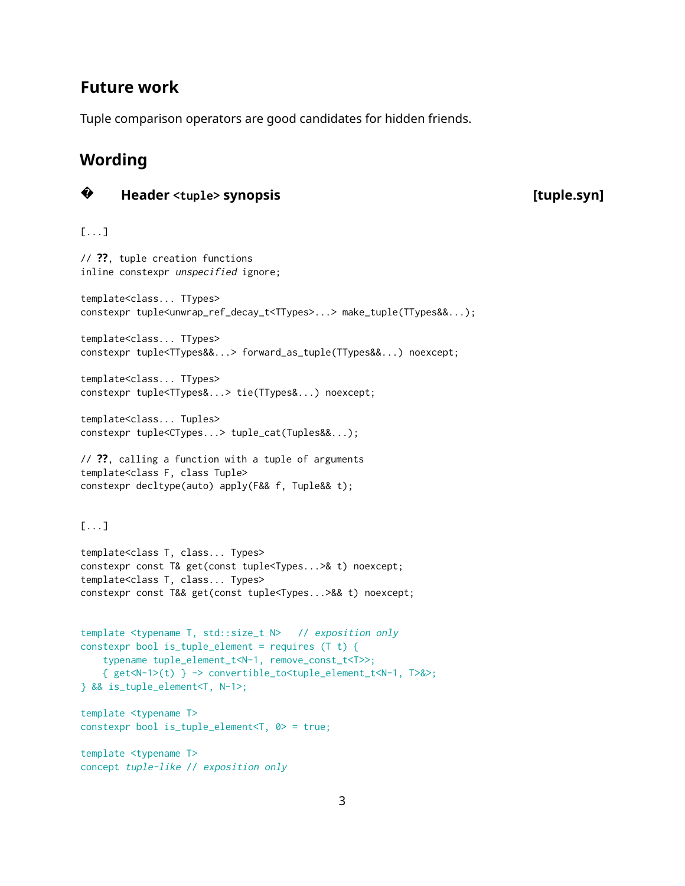## Future work

Tuple comparison operators are good candidates for hidden friends.

## Wording

### � Header `<tuple>` synopsis [tuple.syn]

```
[...]

// ??, tuple creation functions
inline constexpr unspecified ignore;

template<class... TTypes>
constexpr tuple<unwrap_ref_decay_t<TTypes>...> make_tuple(TTypes&&...);

template<class... TTypes>
constexpr tuple<TTypes&&...> forward_as_tuple(TTypes&&...) noexcept;

template<class... TTypes>
constexpr tuple<TTypes&...> tie(TTypes&...) noexcept;

template<class... Tuples>
constexpr tuple<CTypes...> tuple_cat(Tuples&&...);

// ??, calling a function with a tuple of arguments
template<class F, class Tuple>
constexpr decltype(auto) apply(F&& f, Tuple&& t);


[...]

template<class T, class... Types>
constexpr const T& get(const tuple<Types...>& t) noexcept;
template<class T, class... Types>
constexpr const T&& get(const tuple<Types...>&& t) noexcept;


template <typename T, std::size_t N>   // exposition only
constexpr bool is_tuple_element = requires (T t) {
    typename tuple_element_t<N-1, remove_const_t<T>>;
    { get<N-1>(t) } -> convertible_to<tuple_element_t<N-1, T>&>;
} && is_tuple_element<T, N-1>;

template <typename T>
constexpr bool is_tuple_element<T, 0> = true;

template <typename T>
concept tuple-like // exposition only
```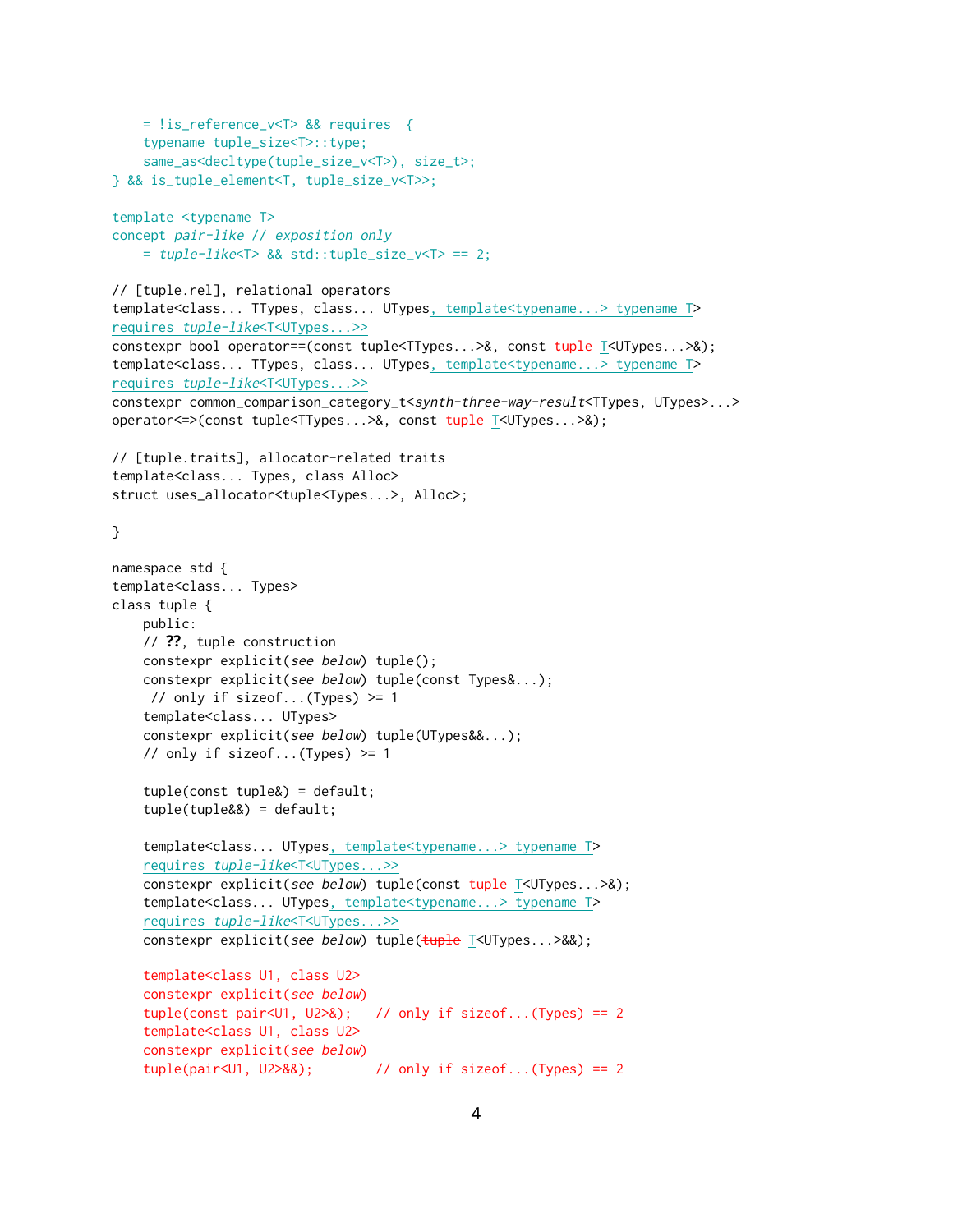```
    = !is_reference_v<T> && requires  {
    typename tuple_size<T>::type;
    same_as<decltype(tuple_size_v<T>), size_t>;
} && is_tuple_element<T, tuple_size_v<T>>;

template <typename T>
concept pair-like // exposition only
    = tuple-like<T> && std::tuple_size_v<T> == 2;

// [tuple.rel], relational operators
template<class... TTypes, class... UTypes, template<typename...> typename T>
requires tuple-like<T<UTypes...>>
constexpr bool operator==(const tuple<TTypes...>&, const tuple T<UTypes...>&);
template<class... TTypes, class... UTypes, template<typename...> typename T>
requires tuple-like<T<UTypes...>>
constexpr common_comparison_category_t<synth-three-way-result<TTypes, UTypes>...>
operator<=>(const tuple<TTypes...>&, const tuple T<UTypes...>&);

// [tuple.traits], allocator-related traits
template<class... Types, class Alloc>
struct uses_allocator<tuple<Types...>, Alloc>;

}

namespace std {
template<class... Types>
class tuple {
    public:
    // ??, tuple construction
    constexpr explicit(see below) tuple();
    constexpr explicit(see below) tuple(const Types&...);
     // only if sizeof...(Types) >= 1
    template<class... UTypes>
    constexpr explicit(see below) tuple(UTypes&&...);
    // only if sizeof...(Types) >= 1

    tuple(const tuple&) = default;
    tuple(tuple&&) = default;

    template<class... UTypes, template<typename...> typename T>
    requires tuple-like<T<UTypes...>>
    constexpr explicit(see below) tuple(const tuple T<UTypes...>&);
    template<class... UTypes, template<typename...> typename T>
    requires tuple-like<T<UTypes...>>
    constexpr explicit(see below) tuple(tuple T<UTypes...>&&);

    template<class U1, class U2>
    constexpr explicit(see below)
    tuple(const pair<U1, U2>&);   // only if sizeof...(Types) == 2
    template<class U1, class U2>
    constexpr explicit(see below)
    tuple(pair<U1, U2>&&);        // only if sizeof...(Types) == 2
```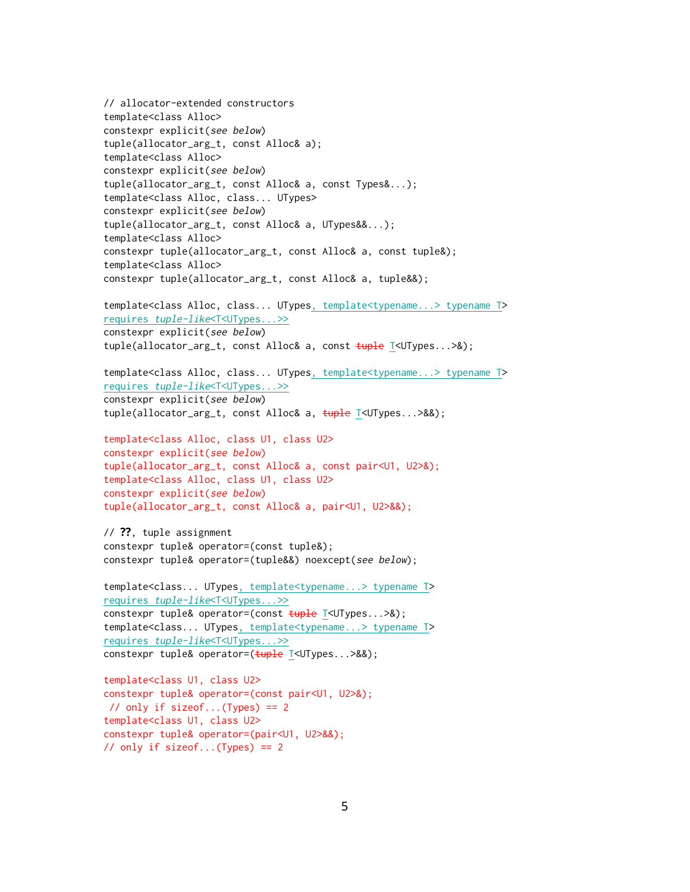```
// allocator-extended constructors
template<class Alloc>
constexpr explicit(see below)
tuple(allocator_arg_t, const Alloc& a);
template<class Alloc>
constexpr explicit(see below)
tuple(allocator_arg_t, const Alloc& a, const Types&...);
template<class Alloc, class... UTypes>
constexpr explicit(see below)
tuple(allocator_arg_t, const Alloc& a, UTypes&&...);
template<class Alloc>
constexpr tuple(allocator_arg_t, const Alloc& a, const tuple&);
template<class Alloc>
constexpr tuple(allocator_arg_t, const Alloc& a, tuple&&);

template<class Alloc, class... UTypes, template<typename...> typename T>
requires tuple-like<T<UTypes...>>
constexpr explicit(see below)
tuple(allocator_arg_t, const Alloc& a, const tuple T<UTypes...>&);

template<class Alloc, class... UTypes, template<typename...> typename T>
requires tuple-like<T<UTypes...>>
constexpr explicit(see below)
tuple(allocator_arg_t, const Alloc& a, tuple T<UTypes...>&&);

template<class Alloc, class U1, class U2>
constexpr explicit(see below)
tuple(allocator_arg_t, const Alloc& a, const pair<U1, U2>&);
template<class Alloc, class U1, class U2>
constexpr explicit(see below)
tuple(allocator_arg_t, const Alloc& a, pair<U1, U2>&&);

// ??, tuple assignment
constexpr tuple& operator=(const tuple&);
constexpr tuple& operator=(tuple&&) noexcept(see below);

template<class... UTypes, template<typename...> typename T>
requires tuple-like<T<UTypes...>>
constexpr tuple& operator=(const tuple T<UTypes...>&);
template<class... UTypes, template<typename...> typename T>
requires tuple-like<T<UTypes...>>
constexpr tuple& operator=(tuple T<UTypes...>&&);

template<class U1, class U2>
constexpr tuple& operator=(const pair<U1, U2>&);
 // only if sizeof...(Types) == 2
template<class U1, class U2>
constexpr tuple& operator=(pair<U1, U2>&&);
// only if sizeof...(Types) == 2
```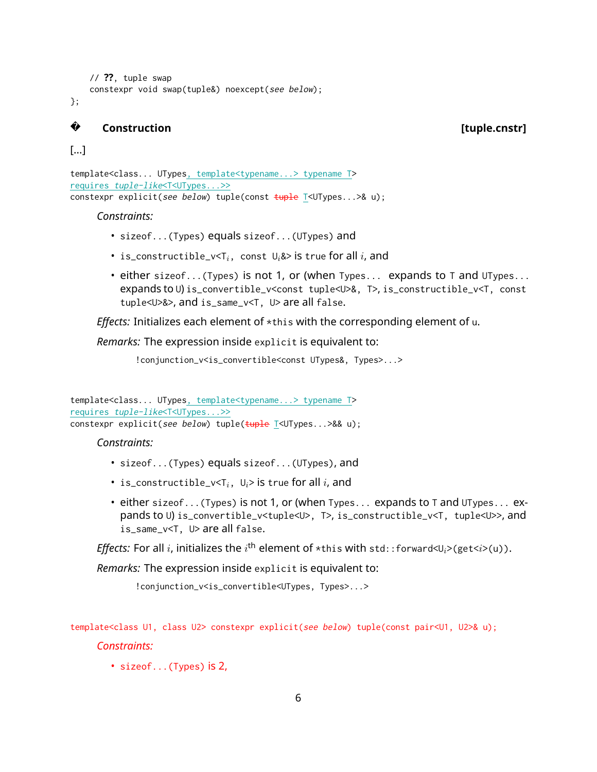```
    // ??, tuple swap
    constexpr void swap(tuple&) noexcept(see below);
};
```

## � Construction [tuple.cnstr]

[...]

```
template<class... UTypes, template<typename...> typename T>
requires tuple-like<T<UTypes...>>
constexpr explicit(see below) tuple(const tuple T<UTypes...>& u);
```

*Constraints:*

- `sizeof...(Types)` equals `sizeof...(UTypes)` and
- `is_constructible_v<T`$_i$`, const U`$_i$`&>` is `true` for all $i$, and
- either `sizeof...(Types)` is not 1, or (when `Types...` expands to `T` and `UTypes...` expands to `U`) `is_convertible_v<const tuple<U>&, T>`, `is_constructible_v<T, const tuple<U>&>`, and `is_same_v<T, U>` are all `false`.

*Effects:* Initializes each element of `*this` with the corresponding element of `u`.

*Remarks:* The expression inside `explicit` is equivalent to:

```
!conjunction_v<is_convertible<const UTypes&, Types>...>
```

```
template<class... UTypes, template<typename...> typename T>
requires tuple-like<T<UTypes...>>
constexpr explicit(see below) tuple(tuple T<UTypes...>&& u);
```

*Constraints:*

- `sizeof...(Types)` equals `sizeof...(UTypes)`, and
- `is_constructible_v<T`$_i$`, U`$_i$`>` is `true` for all $i$, and
- either `sizeof...(Types)` is not 1, or (when `Types...` expands to `T` and `UTypes...` expands to `U`) `is_convertible_v<tuple<U>, T>`, `is_constructible_v<T, tuple<U>>`, and `is_same_v<T, U>` are all `false`.

*Effects:* For all $i$, initializes the $i^{\text{th}}$ element of `*this` with `std::forward<U`$_i$`>(get<`$i$`>(u))`.

*Remarks:* The expression inside `explicit` is equivalent to:

```
!conjunction_v<is_convertible<UTypes, Types>...>
```

```
template<class U1, class U2> constexpr explicit(see below) tuple(const pair<U1, U2>& u);
```

*Constraints:*

- `sizeof...(Types)` is 2,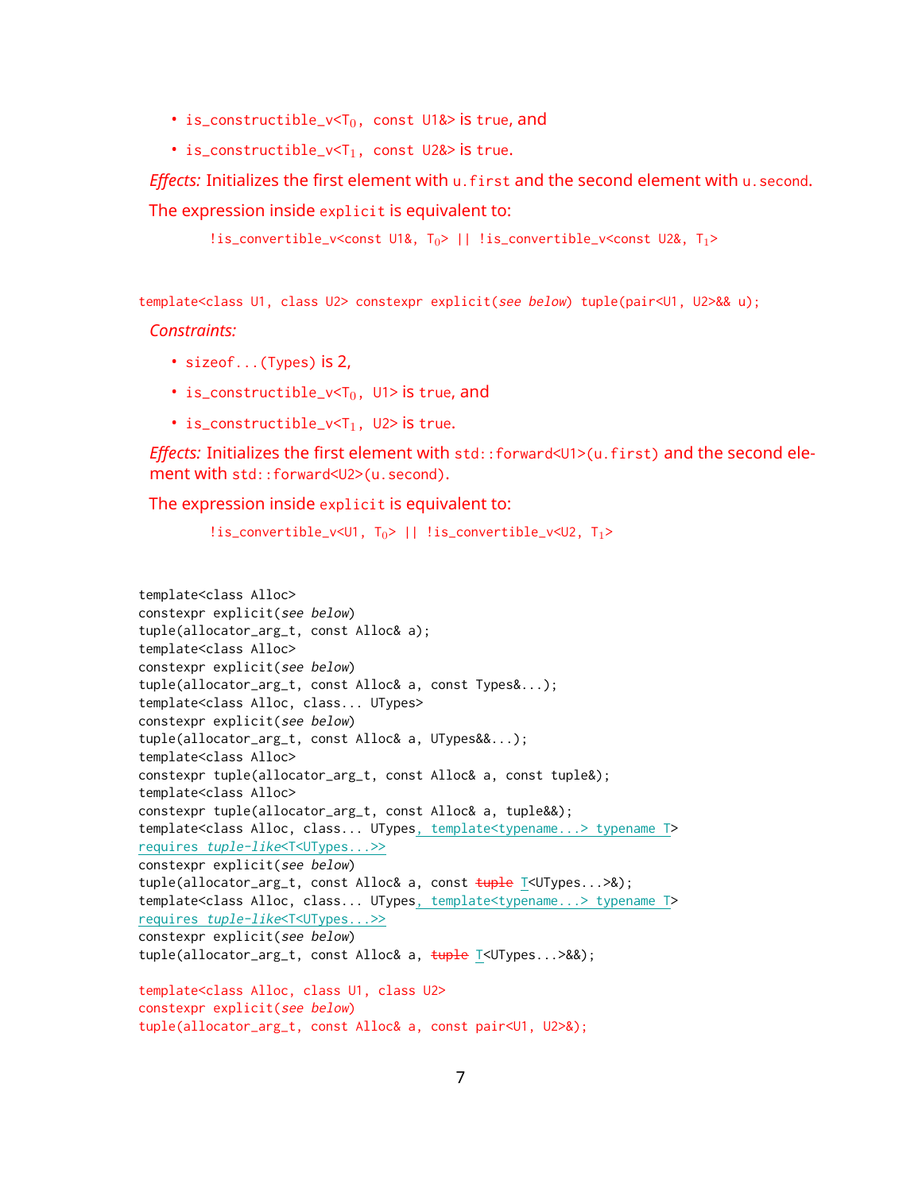- `is_constructible_v<T_0, const U1&>` is `true`, and
- `is_constructible_v<T_1, const U2&>` is `true`.

*Effects:* Initializes the first element with `u.first` and the second element with `u.second`.

The expression inside `explicit` is equivalent to:

```
!is_convertible_v<const U1&, T0> || !is_convertible_v<const U2&, T1>
```

```
template<class U1, class U2> constexpr explicit(see below) tuple(pair<U1, U2>&& u);
```

*Constraints:*

- `sizeof...(Types)` is 2,
- `is_constructible_v<T_0, U1>` is `true`, and
- `is_constructible_v<T_1, U2>` is `true`.

*Effects:* Initializes the first element with `std::forward<U1>(u.first)` and the second element with `std::forward<U2>(u.second)`.

The expression inside `explicit` is equivalent to:

```
!is_convertible_v<U1, T0> || !is_convertible_v<U2, T1>
```

```
template<class Alloc>
constexpr explicit(see below)
tuple(allocator_arg_t, const Alloc& a);
template<class Alloc>
constexpr explicit(see below)
tuple(allocator_arg_t, const Alloc& a, const Types&...);
template<class Alloc, class... UTypes>
constexpr explicit(see below)
tuple(allocator_arg_t, const Alloc& a, UTypes&&...);
template<class Alloc>
constexpr tuple(allocator_arg_t, const Alloc& a, const tuple&);
template<class Alloc>
constexpr tuple(allocator_arg_t, const Alloc& a, tuple&&);
template<class Alloc, class... UTypes, template<typename...> typename T>
requires tuple-like<T<UTypes...>>
constexpr explicit(see below)
tuple(allocator_arg_t, const Alloc& a, const tuple T<UTypes...>&);
template<class Alloc, class... UTypes, template<typename...> typename T>
requires tuple-like<T<UTypes...>>
constexpr explicit(see below)
tuple(allocator_arg_t, const Alloc& a, tuple T<UTypes...>&&);

template<class Alloc, class U1, class U2>
constexpr explicit(see below)
tuple(allocator_arg_t, const Alloc& a, const pair<U1, U2>&);
```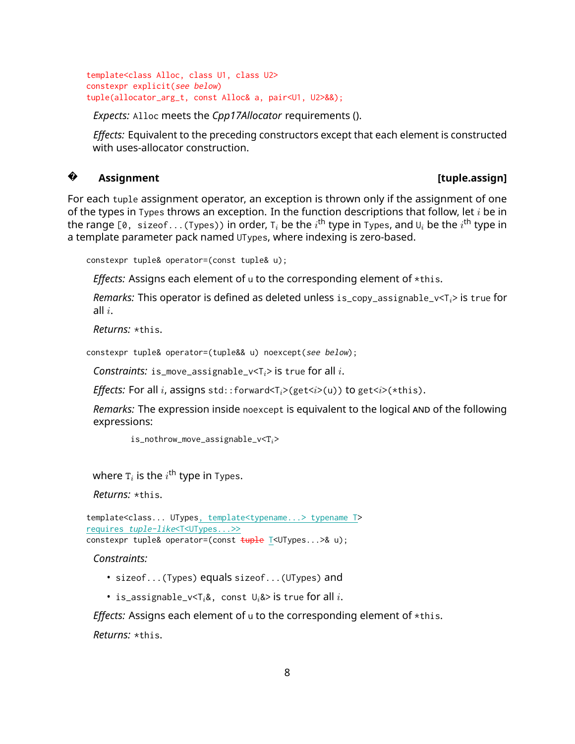```
template<class Alloc, class U1, class U2>
constexpr explicit(see below)
tuple(allocator_arg_t, const Alloc& a, pair<U1, U2>&&);
```

*Expects:* `Alloc` meets the *Cpp17Allocator* requirements ().

*Effects:* Equivalent to the preceding constructors except that each element is constructed with uses-allocator construction.

## � Assignment [tuple.assign]

For each `tuple` assignment operator, an exception is thrown only if the assignment of one of the types in `Types` throws an exception. In the function descriptions that follow, let $i$ be in the range `[0, sizeof...(Types))` in order, $T_i$ be the $i^{th}$ type in `Types`, and $U_i$ be the $i^{th}$ type in a template parameter pack named `UTypes`, where indexing is zero-based.

```
constexpr tuple& operator=(const tuple& u);
```

*Effects:* Assigns each element of `u` to the corresponding element of `*this`.

*Remarks:* This operator is defined as deleted unless `is_copy_assignable_v<`$T_i$`>` is `true` for all $i$.

*Returns:* `*this`.

```
constexpr tuple& operator=(tuple&& u) noexcept(see below);
```

*Constraints:* `is_move_assignable_v<`$T_i$`>` is `true` for all $i$.

*Effects:* For all $i$, assigns `std::forward<`$T_i$`>(get<`$i$`>(u))` to `get<`$i$`>(*this)`.

*Remarks:* The expression inside `noexcept` is equivalent to the logical AND of the following expressions:

```
is_nothrow_move_assignable_v<Ti>
```

where $T_i$ is the $i^{th}$ type in `Types`.

*Returns:* `*this`.

```
template<class... UTypes, template<typename...> typename T>
requires tuple-like<T<UTypes...>>
constexpr tuple& operator=(const tuple T<UTypes...>& u);
```

*Constraints:*

- `sizeof...(Types)` equals `sizeof...(UTypes)` and
- `is_assignable_v<`$T_i$`&, const `$U_i$`&>` is `true` for all $i$.

*Effects:* Assigns each element of `u` to the corresponding element of `*this`.

*Returns:* `*this`.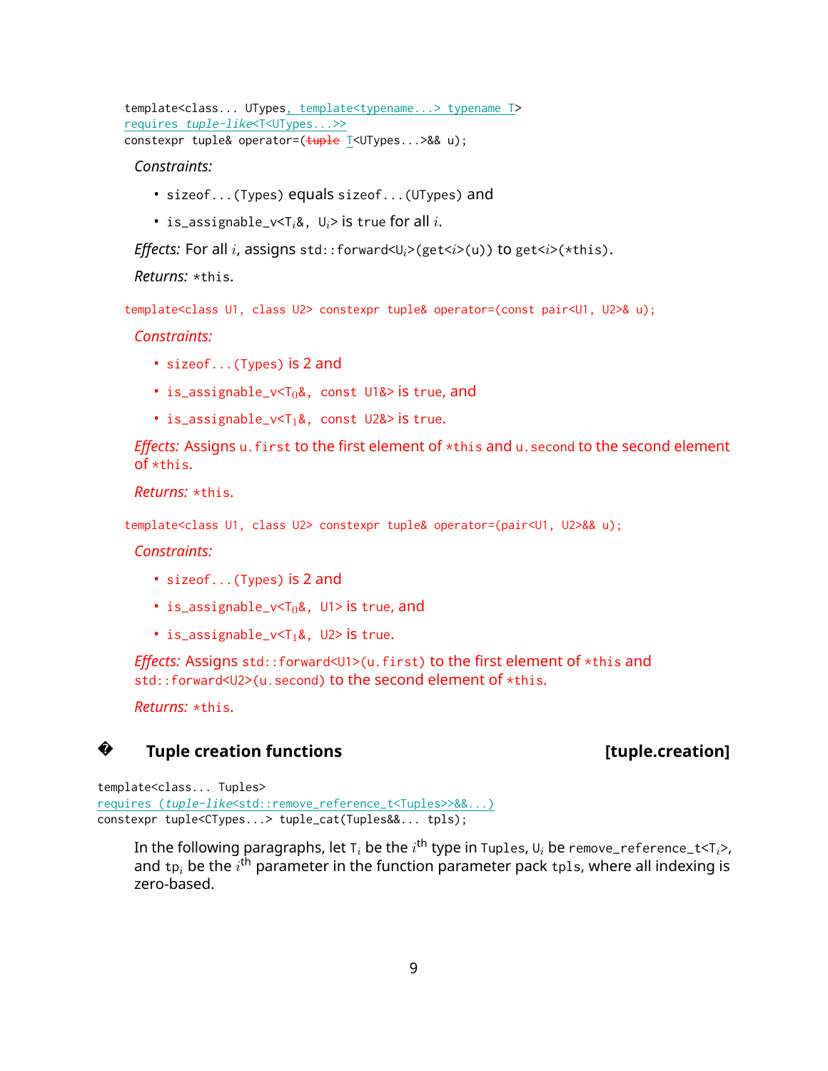```
template<class... UTypes, template<typename...> typename T>
requires tuple-like<T<UTypes...>>
constexpr tuple& operator=(tuple T<UTypes...>&& u);
```

*Constraints:*

- `sizeof...(Types)` equals `sizeof...(UTypes)` and
- `is_assignable_v<T`$_i$`&, U`$_i$`>` is `true` for all $i$.

*Effects:* For all $i$, assigns `std::forward<U`$_i$`>(get<`$i$`>(u))` to `get<`$i$`>(*this)`.

*Returns:* `*this`.

```
template<class U1, class U2> constexpr tuple& operator=(const pair<U1, U2>& u);
```

*Constraints:*

- `sizeof...(Types)` is 2 and
- `is_assignable_v<T`$_0$`&, const U1&>` is `true`, and
- `is_assignable_v<T`$_1$`&, const U2&>` is `true`.

*Effects:* Assigns `u.first` to the first element of `*this` and `u.second` to the second element of `*this`.

*Returns:* `*this`.

```
template<class U1, class U2> constexpr tuple& operator=(pair<U1, U2>&& u);
```

*Constraints:*

- `sizeof...(Types)` is 2 and
- `is_assignable_v<T`$_0$`&, U1>` is `true`, and
- `is_assignable_v<T`$_1$`&, U2>` is `true`.

*Effects:* Assigns `std::forward<U1>(u.first)` to the first element of `*this` and `std::forward<U2>(u.second)` to the second element of `*this`.

*Returns:* `*this`.

## � Tuple creation functions [tuple.creation]

```
template<class... Tuples>
requires (tuple-like<std::remove_reference_t<Tuples>>&&...)
constexpr tuple<CTypes...> tuple_cat(Tuples&&... tpls);
```

In the following paragraphs, let `T`$_i$ be the $i^{\text{th}}$ type in `Tuples`, `U`$_i$ be `remove_reference_t<T`$_i$`>`, and `tp`$_i$ be the $i^{\text{th}}$ parameter in the function parameter pack `tpls`, where all indexing is zero-based.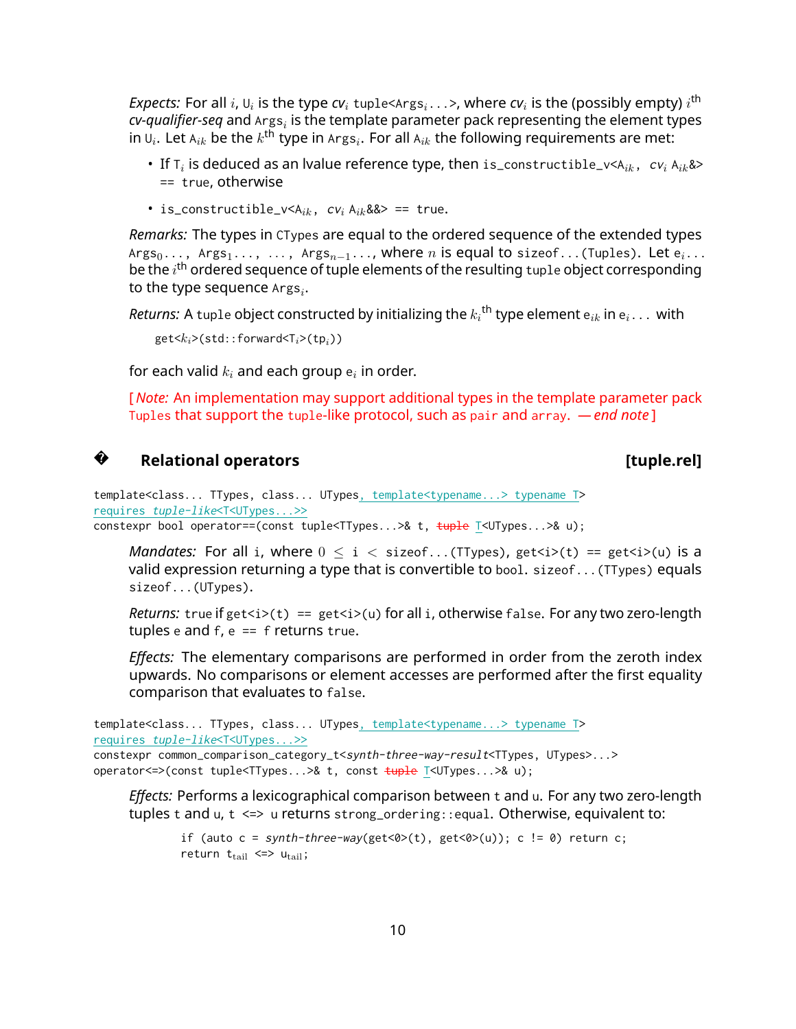*Expects:* For all $i$, $U_i$ is the type $cv_i$ `tuple<Args`$_i$`...>`, where $cv_i$ is the (possibly empty) $i^{\text{th}}$ *cv-qualifier-seq* and $\texttt{Args}_i$ is the template parameter pack representing the element types in $U_i$. Let $A_{ik}$ be the $k^{\text{th}}$ type in $\texttt{Args}_i$. For all $A_{ik}$ the following requirements are met:

- If $T_i$ is deduced as an lvalue reference type, then `is_constructible_v<`$A_{ik}$`,` $cv_i$ $A_{ik}$`&> == true`, otherwise
- `is_constructible_v<`$A_{ik}$`,` $cv_i$ $A_{ik}$`&&> == true`.

*Remarks:* The types in `CTypes` are equal to the ordered sequence of the extended types $\texttt{Args}_0\texttt{...}$, $\texttt{Args}_1\texttt{...}$, `...`, $\texttt{Args}_{n-1}\texttt{...}$, where $n$ is equal to `sizeof...(Tuples)`. Let $e_i\texttt{...}$ be the $i^{\text{th}}$ ordered sequence of tuple elements of the resulting `tuple` object corresponding to the type sequence $\texttt{Args}_i$.

*Returns:* A `tuple` object constructed by initializing the $k_i^{\text{th}}$ type element $e_{ik}$ in $e_i\texttt{...}$ with

```
get<ki>(std::forward<Ti>(tpi))
```

for each valid $k_i$ and each group $e_i$ in order.

[*Note:* An implementation may support additional types in the template parameter pack `Tuples` that support the `tuple`-like protocol, such as `pair` and `array`. — *end note*]

## � Relational operators [tuple.rel]

```
template<class... TTypes, class... UTypes, template<typename...> typename T>
requires tuple-like<T<UTypes...>>
constexpr bool operator==(const tuple<TTypes...>& t, tuple T<UTypes...>& u);
```

*Mandates:* For all `i`, where $0 \leq$ `i` $<$ `sizeof...(TTypes)`, `get<i>(t) == get<i>(u)` is a valid expression returning a type that is convertible to `bool`. `sizeof...(TTypes)` equals `sizeof...(UTypes)`.

*Returns:* `true` if `get<i>(t) == get<i>(u)` for all `i`, otherwise `false`. For any two zero-length tuples `e` and `f`, `e == f` returns `true`.

*Effects:* The elementary comparisons are performed in order from the zeroth index upwards. No comparisons or element accesses are performed after the first equality comparison that evaluates to `false`.

```
template<class... TTypes, class... UTypes, template<typename...> typename T>
requires tuple-like<T<UTypes...>>
constexpr common_comparison_category_t<synth-three-way-result<TTypes, UTypes>...>
operator<=>(const tuple<TTypes...>& t, const tuple T<UTypes...>& u);
```

*Effects:* Performs a lexicographical comparison between `t` and `u`. For any two zero-length tuples `t` and `u`, `t <=> u` returns `strong_ordering::equal`. Otherwise, equivalent to:

```
if (auto c = synth-three-way(get<0>(t), get<0>(u)); c != 0) return c;
return t_tail <=> u_tail;
```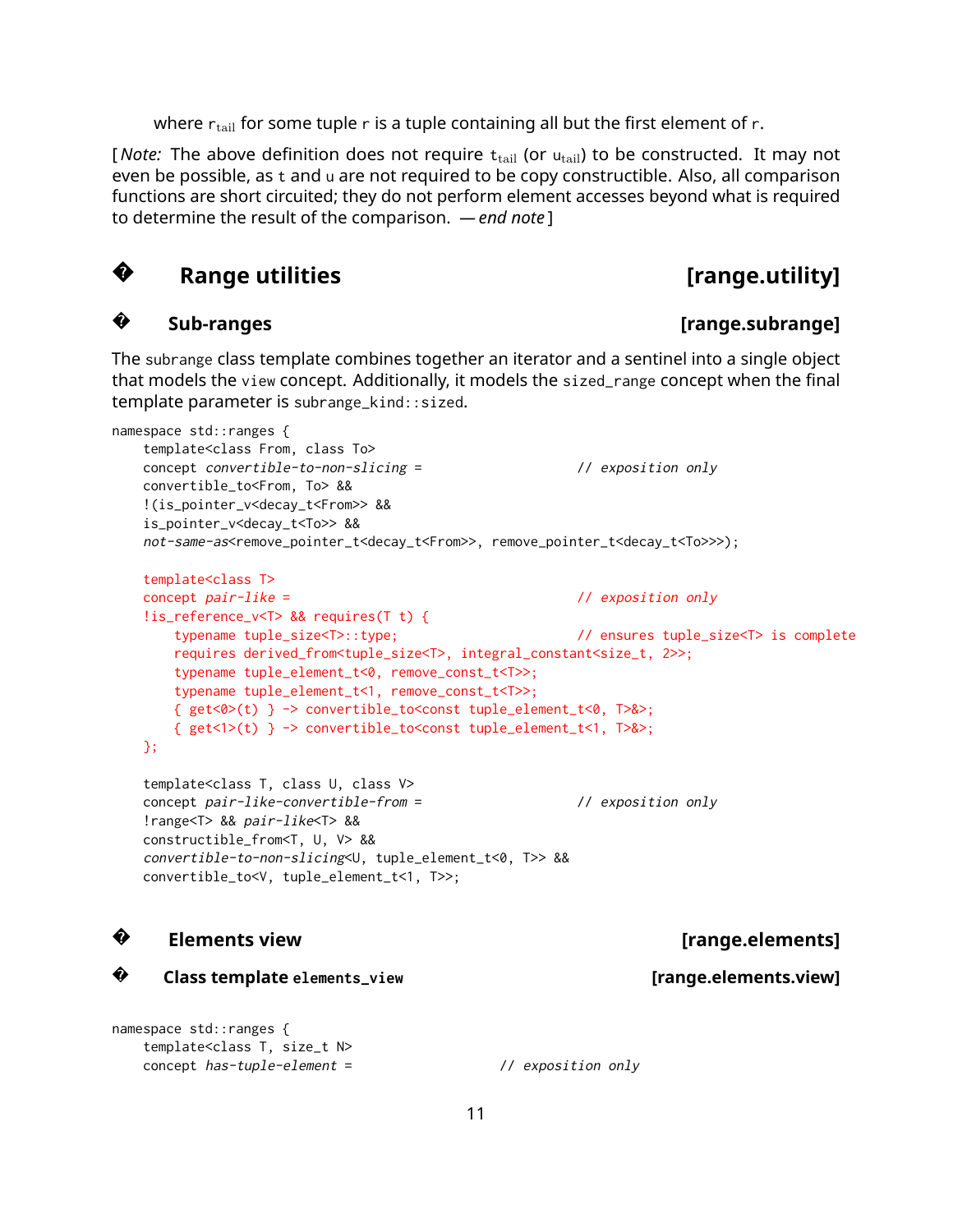where $r_{tail}$ for some tuple r is a tuple containing all but the first element of r.

[ *Note:* The above definition does not require $t_{tail}$ (or $u_{tail}$) to be constructed. It may not even be possible, as t and u are not required to be copy constructible. Also, all comparison functions are short circuited; they do not perform element accesses beyond what is required to determine the result of the comparison. — *end note* ]

# � Range utilities [range.utility]

## � Sub-ranges [range.subrange]

The subrange class template combines together an iterator and a sentinel into a single object that models the view concept. Additionally, it models the sized_range concept when the final template parameter is subrange_kind::sized.

```
namespace std::ranges {
    template<class From, class To>
    concept convertible-to-non-slicing =                    // exposition only
    convertible_to<From, To> &&
    !(is_pointer_v<decay_t<From>> &&
    is_pointer_v<decay_t<To>> &&
    not-same-as<remove_pointer_t<decay_t<From>>, remove_pointer_t<decay_t<To>>>);

    template<class T>
    concept pair-like =                                     // exposition only
    !is_reference_v<T> && requires(T t) {
        typename tuple_size<T>::type;                       // ensures tuple_size<T> is complete
        requires derived_from<tuple_size<T>, integral_constant<size_t, 2>>;
        typename tuple_element_t<0, remove_const_t<T>>;
        typename tuple_element_t<1, remove_const_t<T>>;
        { get<0>(t) } -> convertible_to<const tuple_element_t<0, T>&>;
        { get<1>(t) } -> convertible_to<const tuple_element_t<1, T>&>;
    };

    template<class T, class U, class V>
    concept pair-like-convertible-from =                    // exposition only
    !range<T> && pair-like<T> &&
    constructible_from<T, U, V> &&
    convertible-to-non-slicing<U, tuple_element_t<0, T>> &&
    convertible_to<V, tuple_element_t<1, T>>;
```

## � Elements view [range.elements]

### � Class template elements_view [range.elements.view]

```
namespace std::ranges {
    template<class T, size_t N>
    concept has-tuple-element =                 // exposition only
```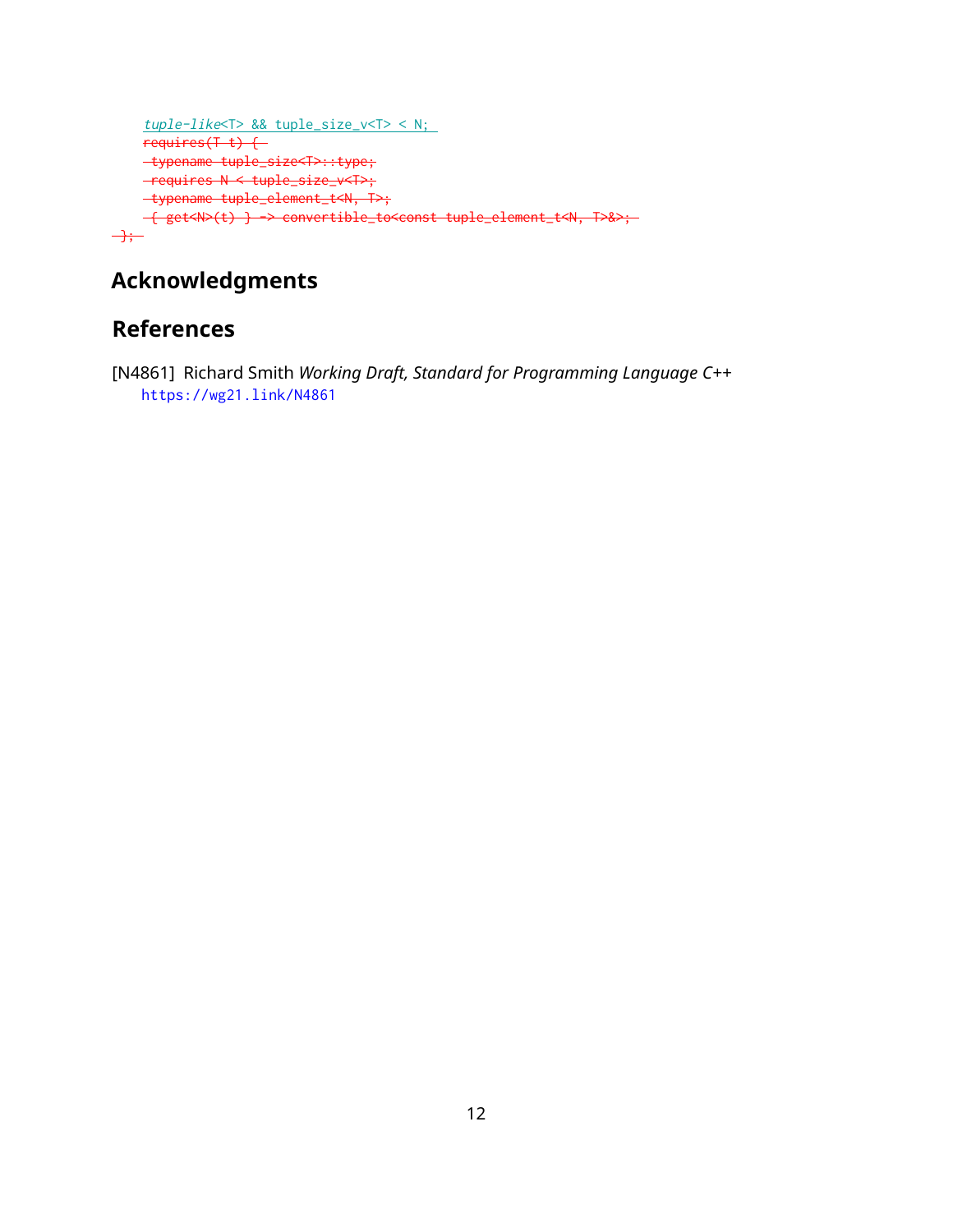```
    tuple-like<T> && tuple_size_v<T> < N;
    requires(T t) {
     typename tuple_size<T>::type;
     requires N < tuple_size_v<T>;
     typename tuple_element_t<N, T>;
     { get<N>(t) } -> convertible_to<const tuple_element_t<N, T>&>;
};
```

## Acknowledgments

## References

[N4861] Richard Smith *Working Draft, Standard for Programming Language C++*
https://wg21.link/N4861